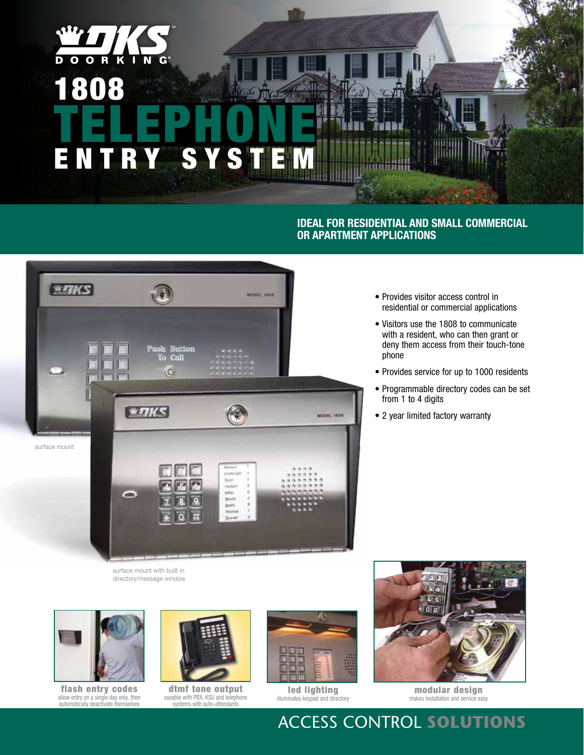DOORKING®

# 1808 TELEPHONE ENTRY SYSTEM

## IDEAL FOR RESIDENTIAL AND SMALL COMMERCIAL OR APARTMENT APPLICATIONS

- Provides visitor access control in residential or commercial applications
- Visitors use the 1808 to communicate with a resident, who can then grant or deny them access from their touch-tone phone
- Provides service for up to 1000 residents
- Programmable directory codes can be set from 1 to 4 digits
- 2 year limited factory warranty

surface mount

surface mount with built in directory/message window

**flash entry codes**
allow entry on a single day only, then automatically deactivate themselves

**dtmf tone output**
useable with PBX, KSU and telephone systems with auto-attendants

**led lighting**
illuminates keypad and directory

**modular design**
makes installation and service easy

ACCESS CONTROL **SOLUTIONS**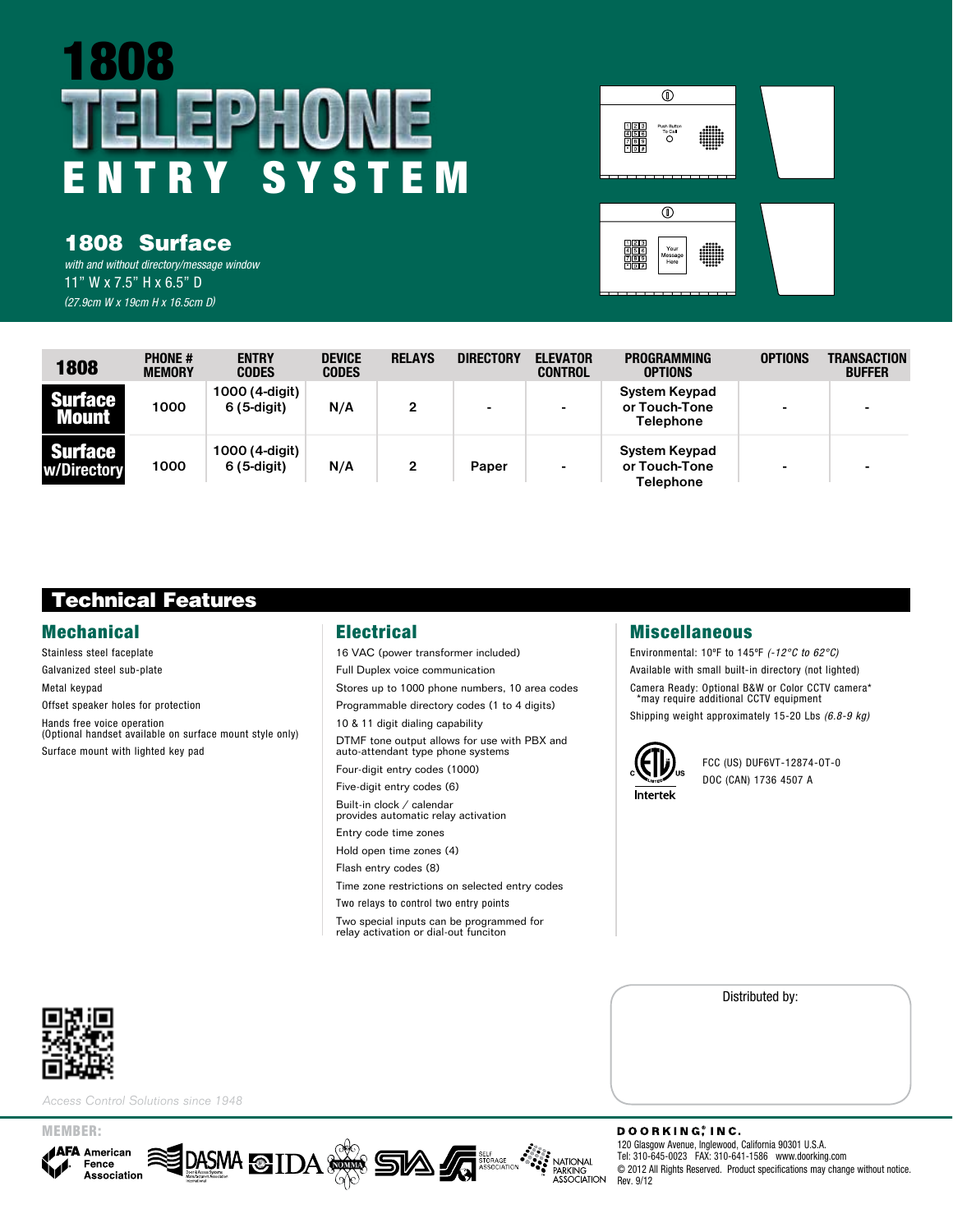# 1808 TELEPHONE ENTRY SYSTEM

## 1808 Surface

*with and without directory/message window*

11" W x 7.5" H x 6.5" D

*(27.9cm W x 19cm H x 16.5cm D)*

| 1808 | PHONE # MEMORY | ENTRY CODES | DEVICE CODES | RELAYS | DIRECTORY | ELEVATOR CONTROL | PROGRAMMING OPTIONS | OPTIONS | TRANSACTION BUFFER |
|---|---|---|---|---|---|---|---|---|---|
| Surface Mount | 1000 | 1000 (4-digit) 6 (5-digit) | N/A | 2 | - | - | System Keypad or Touch-Tone Telephone | - | - |
| Surface w/Directory | 1000 | 1000 (4-digit) 6 (5-digit) | N/A | 2 | Paper | - | System Keypad or Touch-Tone Telephone | - | - |

## Technical Features

### Mechanical

- Stainless steel faceplate
- Galvanized steel sub-plate
- Metal keypad
- Offset speaker holes for protection
- Hands free voice operation (Optional handset available on surface mount style only)
- Surface mount with lighted key pad

### Electrical

- 16 VAC (power transformer included)
- Full Duplex voice communication
- Stores up to 1000 phone numbers, 10 area codes
- Programmable directory codes (1 to 4 digits)
- 10 & 11 digit dialing capability
- DTMF tone output allows for use with PBX and auto-attendant type phone systems
- Four-digit entry codes (1000)
- Five-digit entry codes (6)
- Built-in clock / calendar provides automatic relay activation
- Entry code time zones
- Hold open time zones (4)
- Flash entry codes (8)
- Time zone restrictions on selected entry codes
- Two relays to control two entry points
- Two special inputs can be programmed for relay activation or dial-out funciton

### Miscellaneous

- Environmental: 10ºF to 145ºF *(-12°C to 62°C)*
- Available with small built-in directory (not lighted)
- Camera Ready: Optional B&W or Color CCTV camera* *may require additional CCTV equipment
- Shipping weight approximately 15-20 Lbs *(6.8-9 kg)*

Intertek

FCC (US) DUF6VT-12874-OT-0

DOC (CAN) 1736 4507 A

Distributed by:

*Access Control Solutions since 1948*

MEMBER:

American Fence Association

DOORKING, INC.

120 Glasgow Avenue, Inglewood, California 90301 U.S.A.

Tel: 310-645-0023 FAX: 310-641-1586 www.doorking.com

© 2012 All Rights Reserved. Product specifications may change without notice.

Rev. 9/12